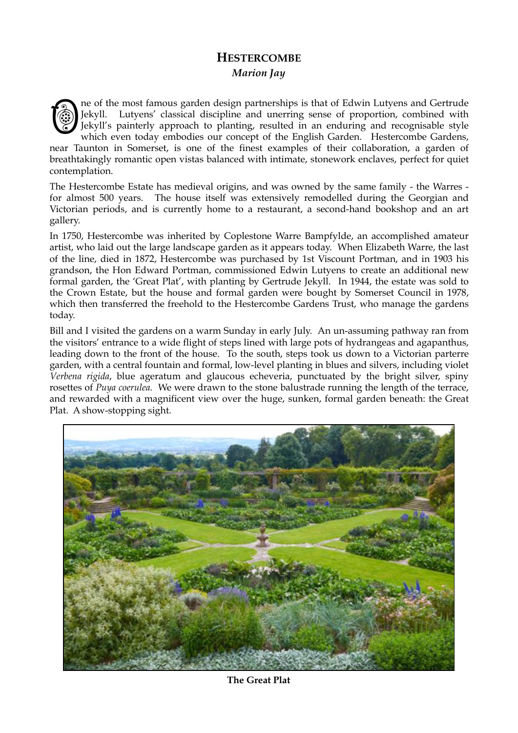# HESTERCOMBE

***Marion Jay***

One of the most famous garden design partnerships is that of Edwin Lutyens and Gertrude Jekyll. Lutyens' classical discipline and unerring sense of proportion, combined with Jekyll's painterly approach to planting, resulted in an enduring and recognisable style which even today embodies our concept of the English Garden. Hestercombe Gardens, near Taunton in Somerset, is one of the finest examples of their collaboration, a garden of breathtakingly romantic open vistas balanced with intimate, stonework enclaves, perfect for quiet contemplation.

The Hestercombe Estate has medieval origins, and was owned by the same family - the Warres - for almost 500 years. The house itself was extensively remodelled during the Georgian and Victorian periods, and is currently home to a restaurant, a second-hand bookshop and an art gallery.

In 1750, Hestercombe was inherited by Coplestone Warre Bampfylde, an accomplished amateur artist, who laid out the large landscape garden as it appears today. When Elizabeth Warre, the last of the line, died in 1872, Hestercombe was purchased by 1st Viscount Portman, and in 1903 his grandson, the Hon Edward Portman, commissioned Edwin Lutyens to create an additional new formal garden, the 'Great Plat', with planting by Gertrude Jekyll. In 1944, the estate was sold to the Crown Estate, but the house and formal garden were bought by Somerset Council in 1978, which then transferred the freehold to the Hestercombe Gardens Trust, who manage the gardens today.

Bill and I visited the gardens on a warm Sunday in early July. An un-assuming pathway ran from the visitors' entrance to a wide flight of steps lined with large pots of hydrangeas and agapanthus, leading down to the front of the house. To the south, steps took us down to a Victorian parterre garden, with a central fountain and formal, low-level planting in blues and silvers, including violet *Verbena rigida*, blue ageratum and glaucous echeveria, punctuated by the bright silver, spiny rosettes of *Puya coerulea*. We were drawn to the stone balustrade running the length of the terrace, and rewarded with a magnificent view over the huge, sunken, formal garden beneath: the Great Plat. A show-stopping sight.

**The Great Plat**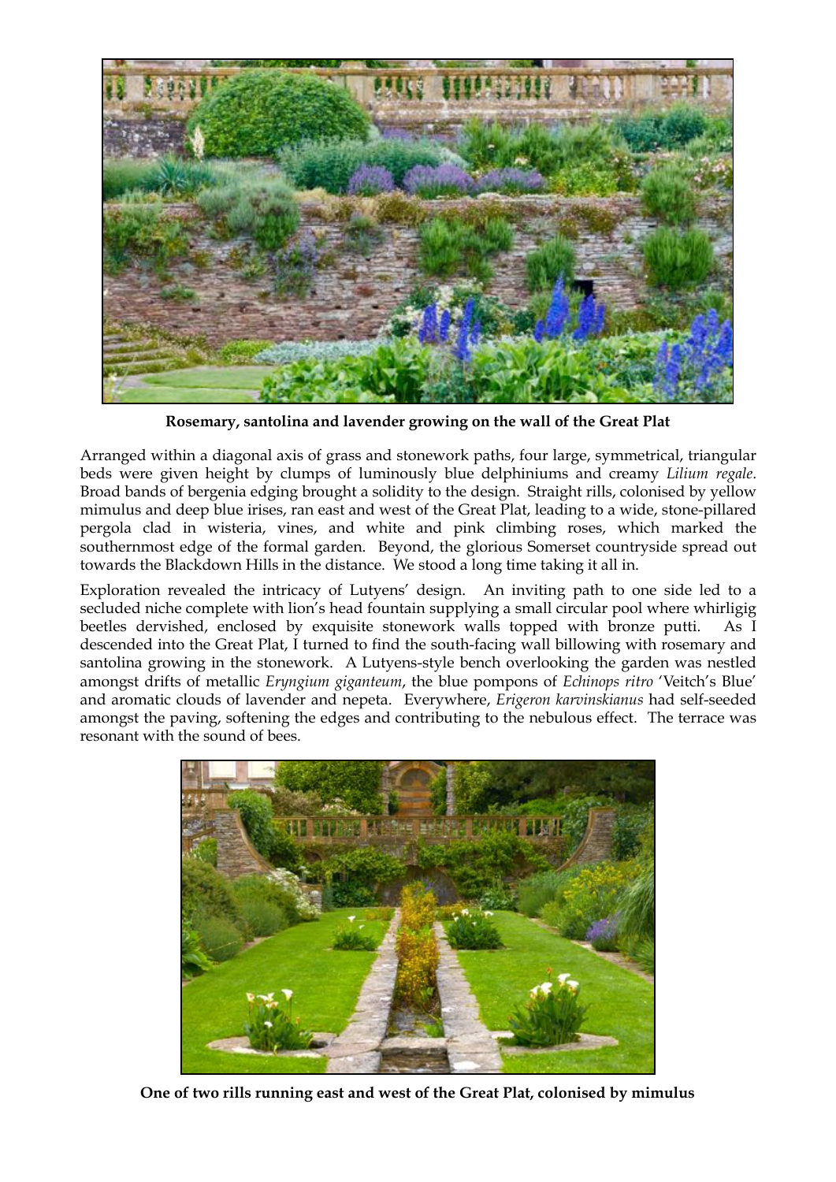**Rosemary, santolina and lavender growing on the wall of the Great Plat**

Arranged within a diagonal axis of grass and stonework paths, four large, symmetrical, triangular beds were given height by clumps of luminously blue delphiniums and creamy *Lilium regale*. Broad bands of bergenia edging brought a solidity to the design. Straight rills, colonised by yellow mimulus and deep blue irises, ran east and west of the Great Plat, leading to a wide, stone-pillared pergola clad in wisteria, vines, and white and pink climbing roses, which marked the southernmost edge of the formal garden. Beyond, the glorious Somerset countryside spread out towards the Blackdown Hills in the distance. We stood a long time taking it all in.

Exploration revealed the intricacy of Lutyens' design. An inviting path to one side led to a secluded niche complete with lion's head fountain supplying a small circular pool where whirligig beetles dervished, enclosed by exquisite stonework walls topped with bronze putti. As I descended into the Great Plat, I turned to find the south-facing wall billowing with rosemary and santolina growing in the stonework. A Lutyens-style bench overlooking the garden was nestled amongst drifts of metallic *Eryngium giganteum*, the blue pompons of *Echinops ritro* 'Veitch's Blue' and aromatic clouds of lavender and nepeta. Everywhere, *Erigeron karvinskianus* had self-seeded amongst the paving, softening the edges and contributing to the nebulous effect. The terrace was resonant with the sound of bees.

**One of two rills running east and west of the Great Plat, colonised by mimulus**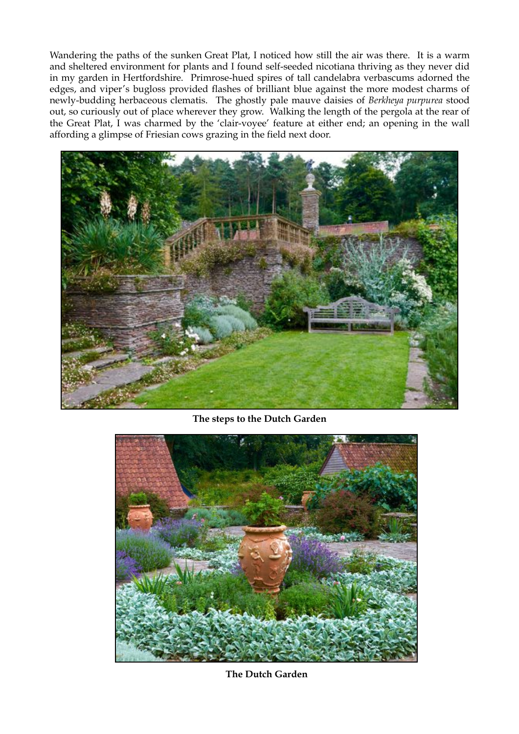Wandering the paths of the sunken Great Plat, I noticed how still the air was there. It is a warm and sheltered environment for plants and I found self-seeded nicotiana thriving as they never did in my garden in Hertfordshire. Primrose-hued spires of tall candelabra verbascums adorned the edges, and viper's bugloss provided flashes of brilliant blue against the more modest charms of newly-budding herbaceous clematis. The ghostly pale mauve daisies of *Berkheya purpurea* stood out, so curiously out of place wherever they grow. Walking the length of the pergola at the rear of the Great Plat, I was charmed by the 'clair-voyee' feature at either end; an opening in the wall affording a glimpse of Friesian cows grazing in the field next door.

**The steps to the Dutch Garden**

**The Dutch Garden**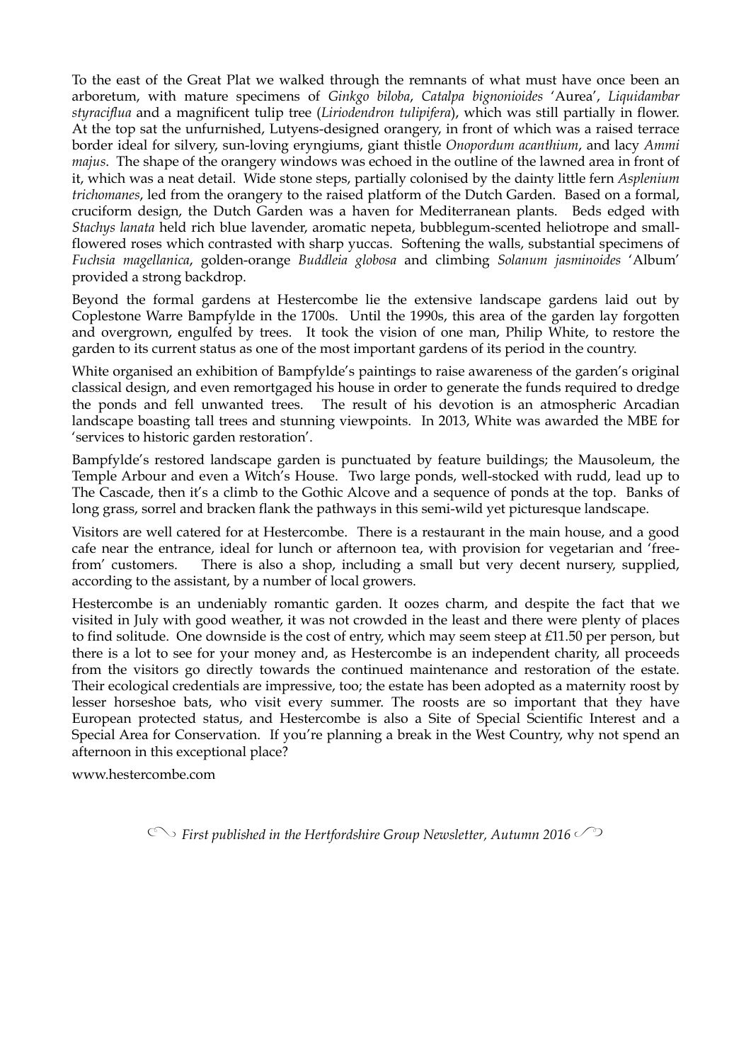To the east of the Great Plat we walked through the remnants of what must have once been an arboretum, with mature specimens of *Ginkgo biloba*, *Catalpa bignonioides* 'Aurea', *Liquidambar styraciflua* and a magnificent tulip tree (*Liriodendron tulipifera*), which was still partially in flower. At the top sat the unfurnished, Lutyens-designed orangery, in front of which was a raised terrace border ideal for silvery, sun-loving eryngiums, giant thistle *Onopordum acanthium*, and lacy *Ammi majus*. The shape of the orangery windows was echoed in the outline of the lawned area in front of it, which was a neat detail. Wide stone steps, partially colonised by the dainty little fern *Asplenium trichomanes*, led from the orangery to the raised platform of the Dutch Garden. Based on a formal, cruciform design, the Dutch Garden was a haven for Mediterranean plants. Beds edged with *Stachys lanata* held rich blue lavender, aromatic nepeta, bubblegum-scented heliotrope and small-flowered roses which contrasted with sharp yuccas. Softening the walls, substantial specimens of *Fuchsia magellanica*, golden-orange *Buddleia globosa* and climbing *Solanum jasminoides* 'Album' provided a strong backdrop.

Beyond the formal gardens at Hestercombe lie the extensive landscape gardens laid out by Coplestone Warre Bampfylde in the 1700s. Until the 1990s, this area of the garden lay forgotten and overgrown, engulfed by trees. It took the vision of one man, Philip White, to restore the garden to its current status as one of the most important gardens of its period in the country.

White organised an exhibition of Bampfylde's paintings to raise awareness of the garden's original classical design, and even remortgaged his house in order to generate the funds required to dredge the ponds and fell unwanted trees. The result of his devotion is an atmospheric Arcadian landscape boasting tall trees and stunning viewpoints. In 2013, White was awarded the MBE for 'services to historic garden restoration'.

Bampfylde's restored landscape garden is punctuated by feature buildings; the Mausoleum, the Temple Arbour and even a Witch's House. Two large ponds, well-stocked with rudd, lead up to The Cascade, then it's a climb to the Gothic Alcove and a sequence of ponds at the top. Banks of long grass, sorrel and bracken flank the pathways in this semi-wild yet picturesque landscape.

Visitors are well catered for at Hestercombe. There is a restaurant in the main house, and a good cafe near the entrance, ideal for lunch or afternoon tea, with provision for vegetarian and 'free-from' customers. There is also a shop, including a small but very decent nursery, supplied, according to the assistant, by a number of local growers.

Hestercombe is an undeniably romantic garden. It oozes charm, and despite the fact that we visited in July with good weather, it was not crowded in the least and there were plenty of places to find solitude. One downside is the cost of entry, which may seem steep at £11.50 per person, but there is a lot to see for your money and, as Hestercombe is an independent charity, all proceeds from the visitors go directly towards the continued maintenance and restoration of the estate. Their ecological credentials are impressive, too; the estate has been adopted as a maternity roost by lesser horseshoe bats, who visit every summer. The roosts are so important that they have European protected status, and Hestercombe is also a Site of Special Scientific Interest and a Special Area for Conservation. If you're planning a break in the West Country, why not spend an afternoon in this exceptional place?

www.hestercombe.com

*First published in the Hertfordshire Group Newsletter, Autumn 2016*